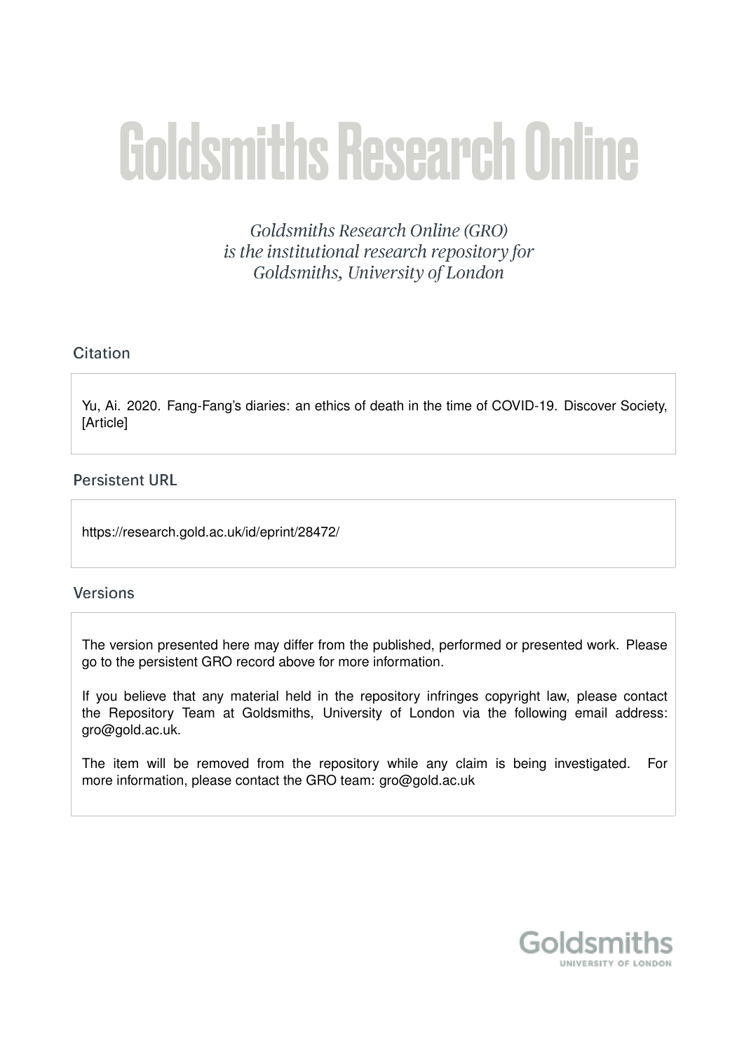# Goldsmiths Research Online

*Goldsmiths Research Online (GRO) is the institutional research repository for Goldsmiths, University of London*

## Citation

Yu, Ai. 2020. Fang-Fang's diaries: an ethics of death in the time of COVID-19. Discover Society, [Article]

## Persistent URL

https://research.gold.ac.uk/id/eprint/28472/

## Versions

The version presented here may differ from the published, performed or presented work. Please go to the persistent GRO record above for more information.

If you believe that any material held in the repository infringes copyright law, please contact the Repository Team at Goldsmiths, University of London via the following email address: gro@gold.ac.uk.

The item will be removed from the repository while any claim is being investigated. For more information, please contact the GRO team: gro@gold.ac.uk

Goldsmiths
UNIVERSITY OF LONDON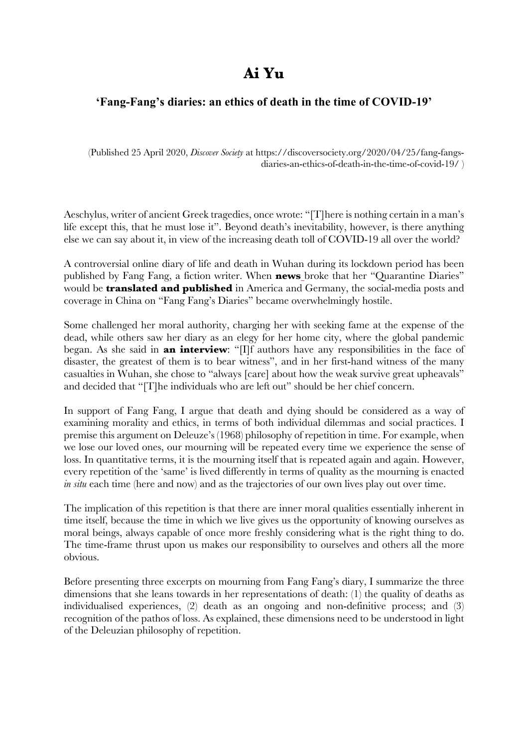# Ai Yu

### 'Fang-Fang's diaries: an ethics of death in the time of COVID-19'

(Published 25 April 2020, *Discover Society* at https://discoversociety.org/2020/04/25/fang-fangs-diaries-an-ethics-of-death-in-the-time-of-covid-19/ )

Aeschylus, writer of ancient Greek tragedies, once wrote: "[T]here is nothing certain in a man's life except this, that he must lose it". Beyond death's inevitability, however, is there anything else we can say about it, in view of the increasing death toll of COVID-19 all over the world?

A controversial online diary of life and death in Wuhan during its lockdown period has been published by Fang Fang, a fiction writer. When **news** broke that her "Quarantine Diaries" would be **translated and published** in America and Germany, the social-media posts and coverage in China on "Fang Fang's Diaries" became overwhelmingly hostile.

Some challenged her moral authority, charging her with seeking fame at the expense of the dead, while others saw her diary as an elegy for her home city, where the global pandemic began. As she said in **an interview**: "[I]f authors have any responsibilities in the face of disaster, the greatest of them is to bear witness", and in her first-hand witness of the many casualties in Wuhan, she chose to "always [care] about how the weak survive great upheavals" and decided that "[T]he individuals who are left out" should be her chief concern.

In support of Fang Fang, I argue that death and dying should be considered as a way of examining morality and ethics, in terms of both individual dilemmas and social practices. I premise this argument on Deleuze's (1968) philosophy of repetition in time. For example, when we lose our loved ones, our mourning will be repeated every time we experience the sense of loss. In quantitative terms, it is the mourning itself that is repeated again and again. However, every repetition of the 'same' is lived differently in terms of quality as the mourning is enacted *in situ* each time (here and now) and as the trajectories of our own lives play out over time.

The implication of this repetition is that there are inner moral qualities essentially inherent in time itself, because the time in which we live gives us the opportunity of knowing ourselves as moral beings, always capable of once more freshly considering what is the right thing to do. The time-frame thrust upon us makes our responsibility to ourselves and others all the more obvious.

Before presenting three excerpts on mourning from Fang Fang's diary, I summarize the three dimensions that she leans towards in her representations of death: (1) the quality of deaths as individualised experiences, (2) death as an ongoing and non-definitive process; and (3) recognition of the pathos of loss. As explained, these dimensions need to be understood in light of the Deleuzian philosophy of repetition.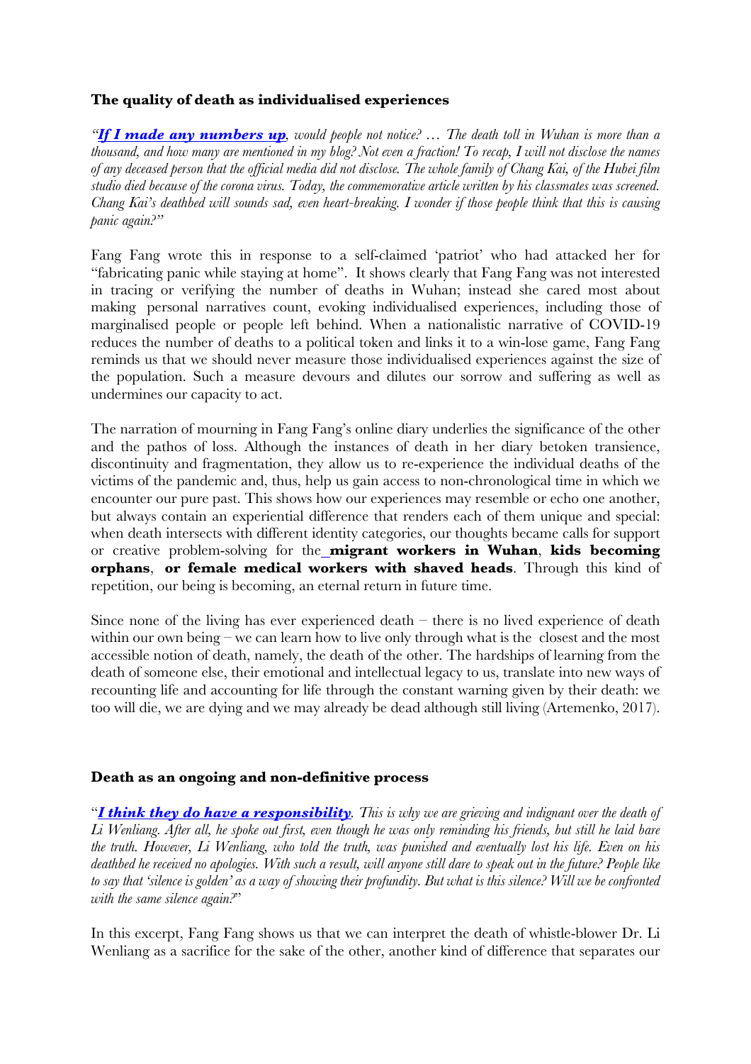**The quality of death as individualised experiences**

*"**If I made any numbers up**, would people not notice? … The death toll in Wuhan is more than a thousand, and how many are mentioned in my blog? Not even a fraction! To recap, I will not disclose the names of any deceased person that the official media did not disclose. The whole family of Chang Kai, of the Hubei film studio died because of the corona virus. Today, the commemorative article written by his classmates was screened. Chang Kai's deathbed will sounds sad, even heart-breaking. I wonder if those people think that this is causing panic again?"*

Fang Fang wrote this in response to a self-claimed 'patriot' who had attacked her for "fabricating panic while staying at home". It shows clearly that Fang Fang was not interested in tracing or verifying the number of deaths in Wuhan; instead she cared most about making personal narratives count, evoking individualised experiences, including those of marginalised people or people left behind. When a nationalistic narrative of COVID-19 reduces the number of deaths to a political token and links it to a win-lose game, Fang Fang reminds us that we should never measure those individualised experiences against the size of the population. Such a measure devours and dilutes our sorrow and suffering as well as undermines our capacity to act.

The narration of mourning in Fang Fang's online diary underlies the significance of the other and the pathos of loss. Although the instances of death in her diary betoken transience, discontinuity and fragmentation, they allow us to re-experience the individual deaths of the victims of the pandemic and, thus, help us gain access to non-chronological time in which we encounter our pure past. This shows how our experiences may resemble or echo one another, but always contain an experiential difference that renders each of them unique and special: when death intersects with different identity categories, our thoughts became calls for support or creative problem-solving for the **migrant workers in Wuhan**, **kids becoming orphans**, **or female medical workers with shaved heads**. Through this kind of repetition, our being is becoming, an eternal return in future time.

Since none of the living has ever experienced death – there is no lived experience of death within our own being – we can learn how to live only through what is the closest and the most accessible notion of death, namely, the death of the other. The hardships of learning from the death of someone else, their emotional and intellectual legacy to us, translate into new ways of recounting life and accounting for life through the constant warning given by their death: we too will die, we are dying and we may already be dead although still living (Artemenko, 2017).

**Death as an ongoing and non-definitive process**

"***I think they do have a responsibility**. This is why we are grieving and indignant over the death of Li Wenliang. After all, he spoke out first, even though he was only reminding his friends, but still he laid bare the truth. However, Li Wenliang, who told the truth, was punished and eventually lost his life. Even on his deathbed he received no apologies. With such a result, will anyone still dare to speak out in the future? People like to say that 'silence is golden' as a way of showing their profundity. But what is this silence? Will we be confronted with the same silence again?*"

In this excerpt, Fang Fang shows us that we can interpret the death of whistle-blower Dr. Li Wenliang as a sacrifice for the sake of the other, another kind of difference that separates our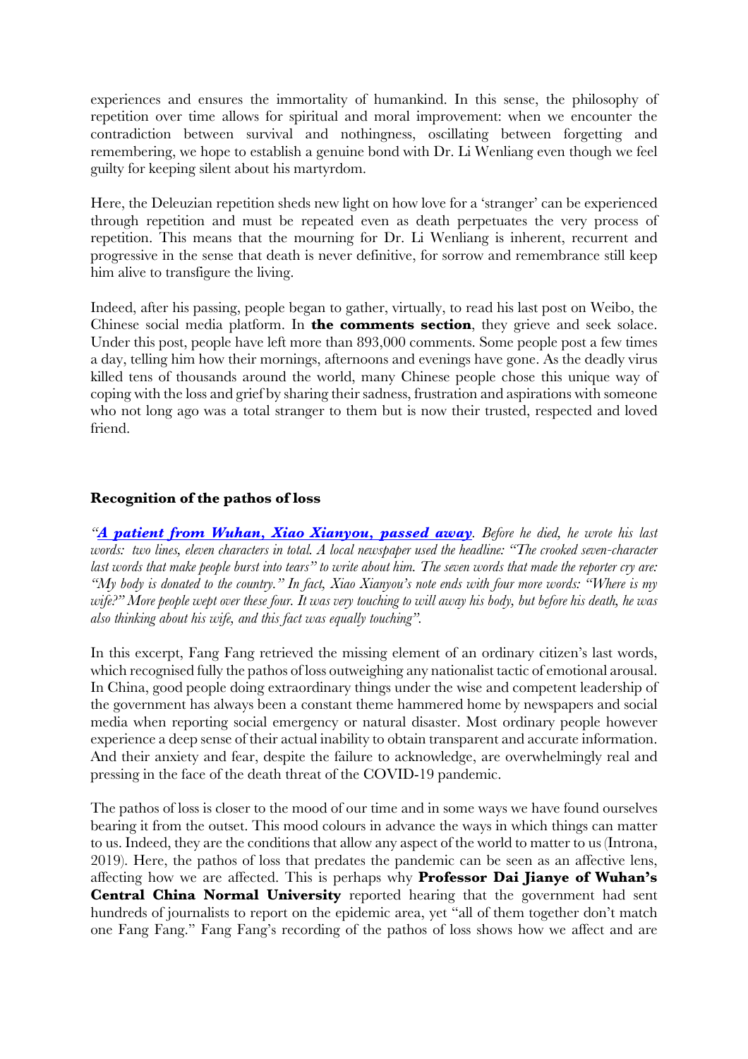experiences and ensures the immortality of humankind. In this sense, the philosophy of repetition over time allows for spiritual and moral improvement: when we encounter the contradiction between survival and nothingness, oscillating between forgetting and remembering, we hope to establish a genuine bond with Dr. Li Wenliang even though we feel guilty for keeping silent about his martyrdom.

Here, the Deleuzian repetition sheds new light on how love for a 'stranger' can be experienced through repetition and must be repeated even as death perpetuates the very process of repetition. This means that the mourning for Dr. Li Wenliang is inherent, recurrent and progressive in the sense that death is never definitive, for sorrow and remembrance still keep him alive to transfigure the living.

Indeed, after his passing, people began to gather, virtually, to read his last post on Weibo, the Chinese social media platform. In **the comments section**, they grieve and seek solace. Under this post, people have left more than 893,000 comments. Some people post a few times a day, telling him how their mornings, afternoons and evenings have gone. As the deadly virus killed tens of thousands around the world, many Chinese people chose this unique way of coping with the loss and grief by sharing their sadness, frustration and aspirations with someone who not long ago was a total stranger to them but is now their trusted, respected and loved friend.

### Recognition of the pathos of loss

*"**A patient from Wuhan, Xiao Xianyou, passed away**. Before he died, he wrote his last words: two lines, eleven characters in total. A local newspaper used the headline: "The crooked seven-character last words that make people burst into tears" to write about him. The seven words that made the reporter cry are: "My body is donated to the country." In fact, Xiao Xianyou's note ends with four more words: "Where is my wife?" More people wept over these four. It was very touching to will away his body, but before his death, he was also thinking about his wife, and this fact was equally touching".*

In this excerpt, Fang Fang retrieved the missing element of an ordinary citizen's last words, which recognised fully the pathos of loss outweighing any nationalist tactic of emotional arousal. In China, good people doing extraordinary things under the wise and competent leadership of the government has always been a constant theme hammered home by newspapers and social media when reporting social emergency or natural disaster. Most ordinary people however experience a deep sense of their actual inability to obtain transparent and accurate information. And their anxiety and fear, despite the failure to acknowledge, are overwhelmingly real and pressing in the face of the death threat of the COVID-19 pandemic.

The pathos of loss is closer to the mood of our time and in some ways we have found ourselves bearing it from the outset. This mood colours in advance the ways in which things can matter to us. Indeed, they are the conditions that allow any aspect of the world to matter to us (Introna, 2019). Here, the pathos of loss that predates the pandemic can be seen as an affective lens, affecting how we are affected. This is perhaps why **Professor Dai Jianye of Wuhan's Central China Normal University** reported hearing that the government had sent hundreds of journalists to report on the epidemic area, yet "all of them together don't match one Fang Fang." Fang Fang's recording of the pathos of loss shows how we affect and are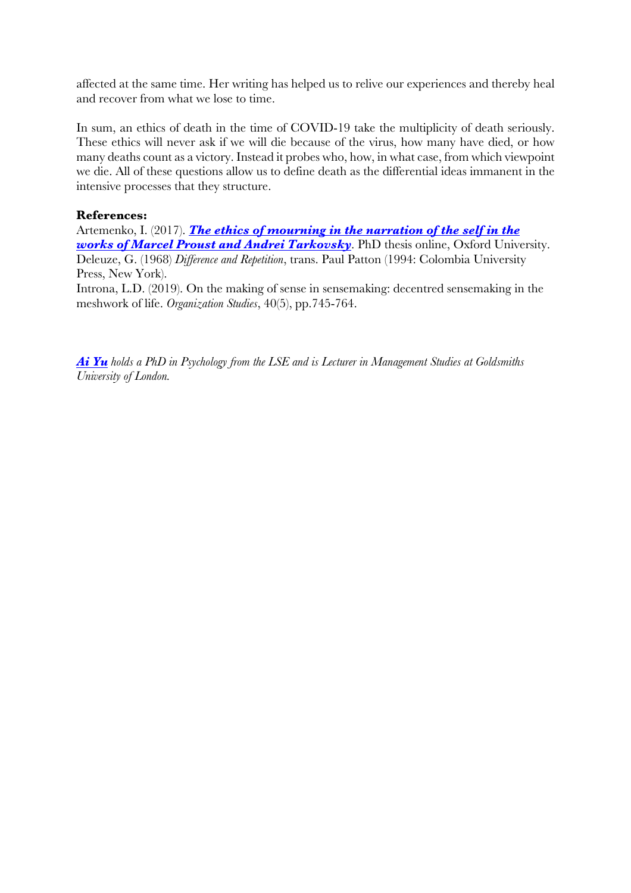affected at the same time. Her writing has helped us to relive our experiences and thereby heal and recover from what we lose to time.

In sum, an ethics of death in the time of COVID-19 take the multiplicity of death seriously. These ethics will never ask if we will die because of the virus, how many have died, or how many deaths count as a victory. Instead it probes who, how, in what case, from which viewpoint we die. All of these questions allow us to define death as the differential ideas immanent in the intensive processes that they structure.

**References:**

Artemenko, I. (2017). ***The ethics of mourning in the narration of the self in the works of Marcel Proust and Andrei Tarkovsky***. PhD thesis online, Oxford University.

Deleuze, G. (1968) *Difference and Repetition*, trans. Paul Patton (1994: Colombia University Press, New York).

Introna, L.D. (2019). On the making of sense in sensemaking: decentred sensemaking in the meshwork of life. *Organization Studies*, 40(5), pp.745-764.

***Ai Yu*** *holds a PhD in Psychology from the LSE and is Lecturer in Management Studies at Goldsmiths University of London.*